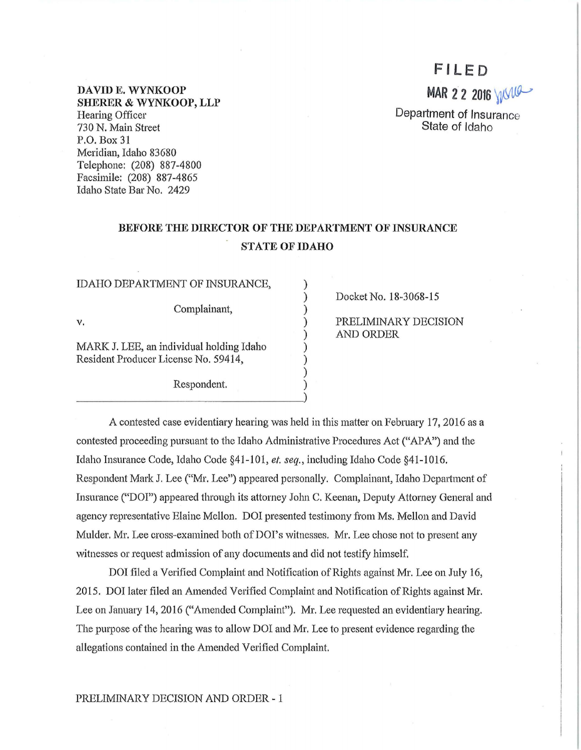**DAVID E. WYNKOOP**
**SHERER & WYNKOOP, LLP**
Hearing Officer
730 N. Main Street
P.O. Box 31
Meridian, Idaho 83680
Telephone: (208) 887-4800
Facsimile: (208) 887-4865
Idaho State Bar No. 2429

**FILED**
**MAR 22 2016**
Department of Insurance
State of Idaho

**BEFORE THE DIRECTOR OF THE DEPARTMENT OF INSURANCE**
**STATE OF IDAHO**

| | |
|---|---|
| IDAHO DEPARTMENT OF INSURANCE, Complainant, | Docket No. 18-3068-15 |
| v. | PRELIMINARY DECISION AND ORDER |
| MARK J. LEE, an individual holding Idaho Resident Producer License No. 59414, Respondent. | |

A contested case evidentiary hearing was held in this matter on February 17, 2016 as a contested proceeding pursuant to the Idaho Administrative Procedures Act ("APA") and the Idaho Insurance Code, Idaho Code §41-101, *et. seq.*, including Idaho Code §41-1016. Respondent Mark J. Lee ("Mr. Lee") appeared personally. Complainant, Idaho Department of Insurance ("DOI") appeared through its attorney John C. Keenan, Deputy Attorney General and agency representative Elaine Mellon. DOI presented testimony from Ms. Mellon and David Mulder. Mr. Lee cross-examined both of DOI's witnesses. Mr. Lee chose not to present any witnesses or request admission of any documents and did not testify himself.

DOI filed a Verified Complaint and Notification of Rights against Mr. Lee on July 16, 2015. DOI later filed an Amended Verified Complaint and Notification of Rights against Mr. Lee on January 14, 2016 ("Amended Complaint"). Mr. Lee requested an evidentiary hearing. The purpose of the hearing was to allow DOI and Mr. Lee to present evidence regarding the allegations contained in the Amended Verified Complaint.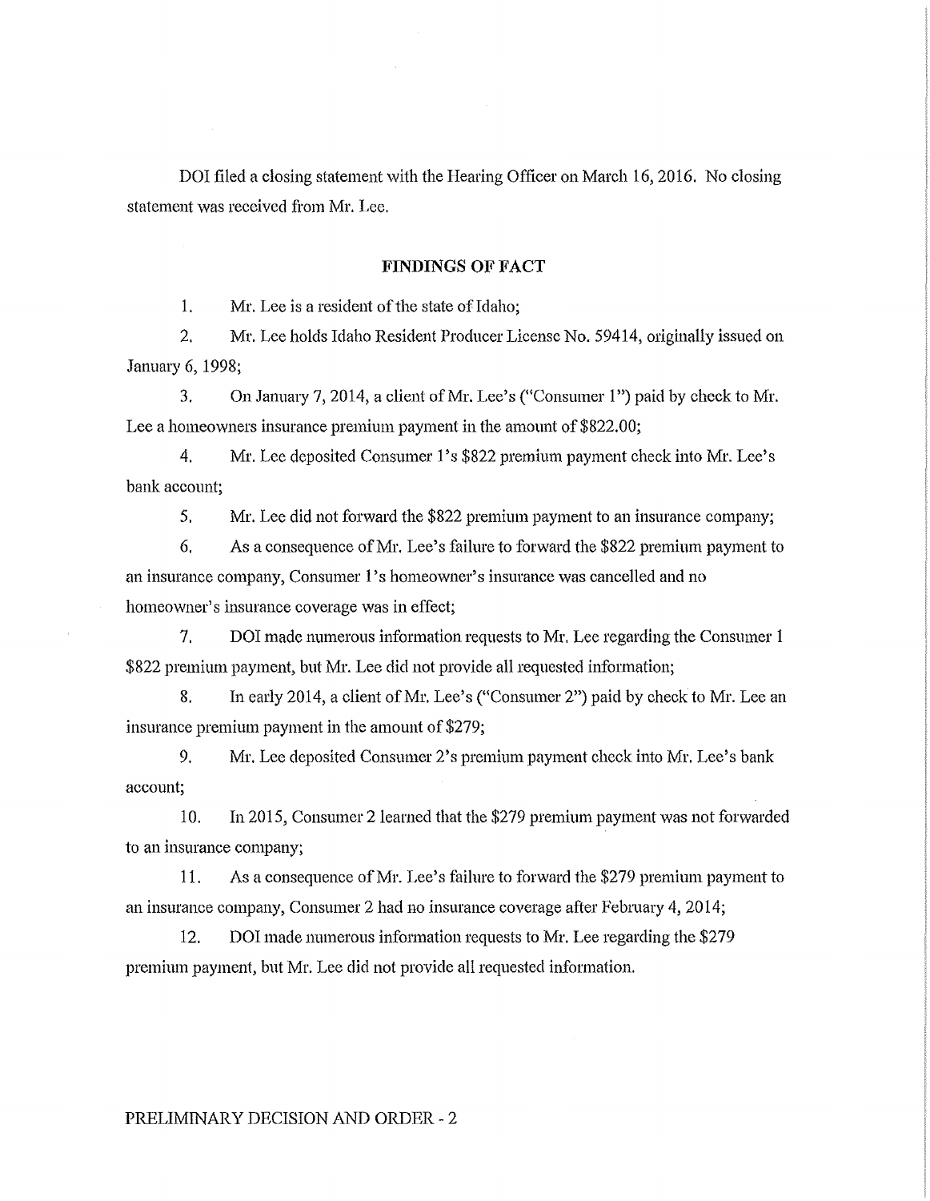DOI filed a closing statement with the Hearing Officer on March 16, 2016. No closing statement was received from Mr. Lee.

## FINDINGS OF FACT

1. Mr. Lee is a resident of the state of Idaho;

2. Mr. Lee holds Idaho Resident Producer License No. 59414, originally issued on January 6, 1998;

3. On January 7, 2014, a client of Mr. Lee's ("Consumer 1") paid by check to Mr. Lee a homeowners insurance premium payment in the amount of $822.00;

4. Mr. Lee deposited Consumer 1's $822 premium payment check into Mr. Lee's bank account;

5. Mr. Lee did not forward the $822 premium payment to an insurance company;

6. As a consequence of Mr. Lee's failure to forward the $822 premium payment to an insurance company, Consumer 1's homeowner's insurance was cancelled and no homeowner's insurance coverage was in effect;

7. DOI made numerous information requests to Mr. Lee regarding the Consumer 1 $822 premium payment, but Mr. Lee did not provide all requested information;

8. In early 2014, a client of Mr. Lee's ("Consumer 2") paid by check to Mr. Lee an insurance premium payment in the amount of $279;

9. Mr. Lee deposited Consumer 2's premium payment check into Mr. Lee's bank account;

10. In 2015, Consumer 2 learned that the $279 premium payment was not forwarded to an insurance company;

11. As a consequence of Mr. Lee's failure to forward the $279 premium payment to an insurance company, Consumer 2 had no insurance coverage after February 4, 2014;

12. DOI made numerous information requests to Mr. Lee regarding the $279 premium payment, but Mr. Lee did not provide all requested information.

PRELIMINARY DECISION AND ORDER - 2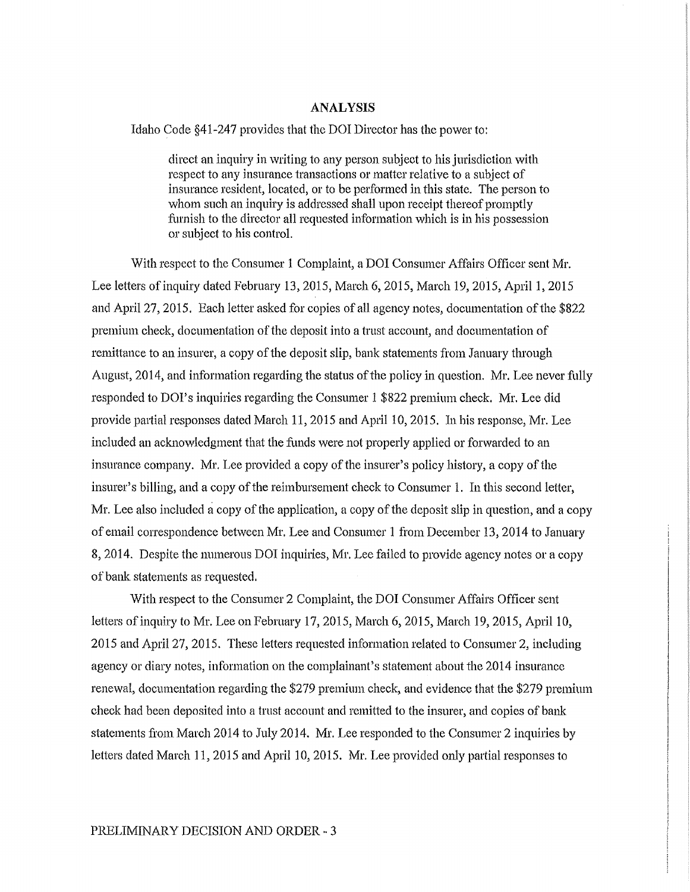## ANALYSIS

Idaho Code §41-247 provides that the DOI Director has the power to:

> direct an inquiry in writing to any person subject to his jurisdiction with respect to any insurance transactions or matter relative to a subject of insurance resident, located, or to be performed in this state. The person to whom such an inquiry is addressed shall upon receipt thereof promptly furnish to the director all requested information which is in his possession or subject to his control.

With respect to the Consumer 1 Complaint, a DOI Consumer Affairs Officer sent Mr. Lee letters of inquiry dated February 13, 2015, March 6, 2015, March 19, 2015, April 1, 2015 and April 27, 2015. Each letter asked for copies of all agency notes, documentation of the $822 premium check, documentation of the deposit into a trust account, and documentation of remittance to an insurer, a copy of the deposit slip, bank statements from January through August, 2014, and information regarding the status of the policy in question. Mr. Lee never fully responded to DOI's inquiries regarding the Consumer 1 $822 premium check. Mr. Lee did provide partial responses dated March 11, 2015 and April 10, 2015. In his response, Mr. Lee included an acknowledgment that the funds were not properly applied or forwarded to an insurance company. Mr. Lee provided a copy of the insurer's policy history, a copy of the insurer's billing, and a copy of the reimbursement check to Consumer 1. In this second letter, Mr. Lee also included a copy of the application, a copy of the deposit slip in question, and a copy of email correspondence between Mr. Lee and Consumer 1 from December 13, 2014 to January 8, 2014. Despite the numerous DOI inquiries, Mr. Lee failed to provide agency notes or a copy of bank statements as requested.

With respect to the Consumer 2 Complaint, the DOI Consumer Affairs Officer sent letters of inquiry to Mr. Lee on February 17, 2015, March 6, 2015, March 19, 2015, April 10, 2015 and April 27, 2015. These letters requested information related to Consumer 2, including agency or diary notes, information on the complainant's statement about the 2014 insurance renewal, documentation regarding the $279 premium check, and evidence that the $279 premium check had been deposited into a trust account and remitted to the insurer, and copies of bank statements from March 2014 to July 2014. Mr. Lee responded to the Consumer 2 inquiries by letters dated March 11, 2015 and April 10, 2015. Mr. Lee provided only partial responses to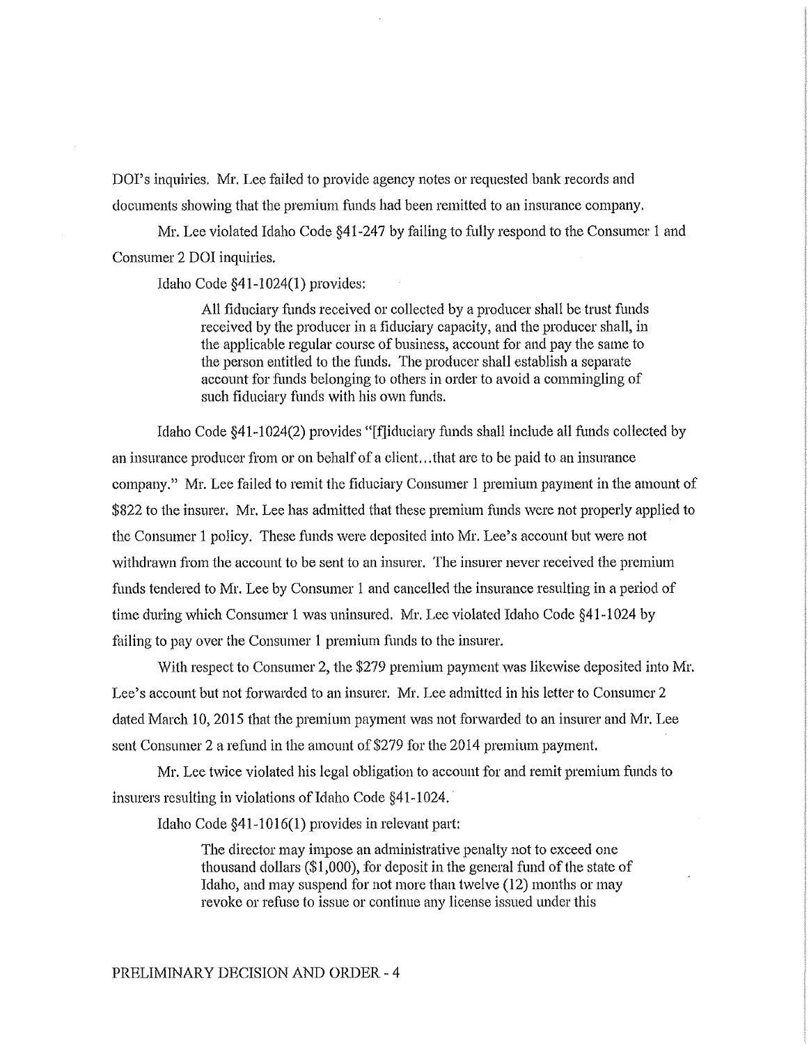DOI's inquiries. Mr. Lee failed to provide agency notes or requested bank records and documents showing that the premium funds had been remitted to an insurance company.

Mr. Lee violated Idaho Code §41-247 by failing to fully respond to the Consumer 1 and Consumer 2 DOI inquiries.

Idaho Code §41-1024(1) provides:

> All fiduciary funds received or collected by a producer shall be trust funds received by the producer in a fiduciary capacity, and the producer shall, in the applicable regular course of business, account for and pay the same to the person entitled to the funds. The producer shall establish a separate account for funds belonging to others in order to avoid a commingling of such fiduciary funds with his own funds.

Idaho Code §41-1024(2) provides "[f]iduciary funds shall include all funds collected by an insurance producer from or on behalf of a client...that are to be paid to an insurance company." Mr. Lee failed to remit the fiduciary Consumer 1 premium payment in the amount of $822 to the insurer. Mr. Lee has admitted that these premium funds were not properly applied to the Consumer 1 policy. These funds were deposited into Mr. Lee's account but were not withdrawn from the account to be sent to an insurer. The insurer never received the premium funds tendered to Mr. Lee by Consumer 1 and cancelled the insurance resulting in a period of time during which Consumer 1 was uninsured. Mr. Lee violated Idaho Code §41-1024 by failing to pay over the Consumer 1 premium funds to the insurer.

With respect to Consumer 2, the $279 premium payment was likewise deposited into Mr. Lee's account but not forwarded to an insurer. Mr. Lee admitted in his letter to Consumer 2 dated March 10, 2015 that the premium payment was not forwarded to an insurer and Mr. Lee sent Consumer 2 a refund in the amount of $279 for the 2014 premium payment.

Mr. Lee twice violated his legal obligation to account for and remit premium funds to insurers resulting in violations of Idaho Code §41-1024.

Idaho Code §41-1016(1) provides in relevant part:

> The director may impose an administrative penalty not to exceed one thousand dollars ($1,000), for deposit in the general fund of the state of Idaho, and may suspend for not more than twelve (12) months or may revoke or refuse to issue or continue any license issued under this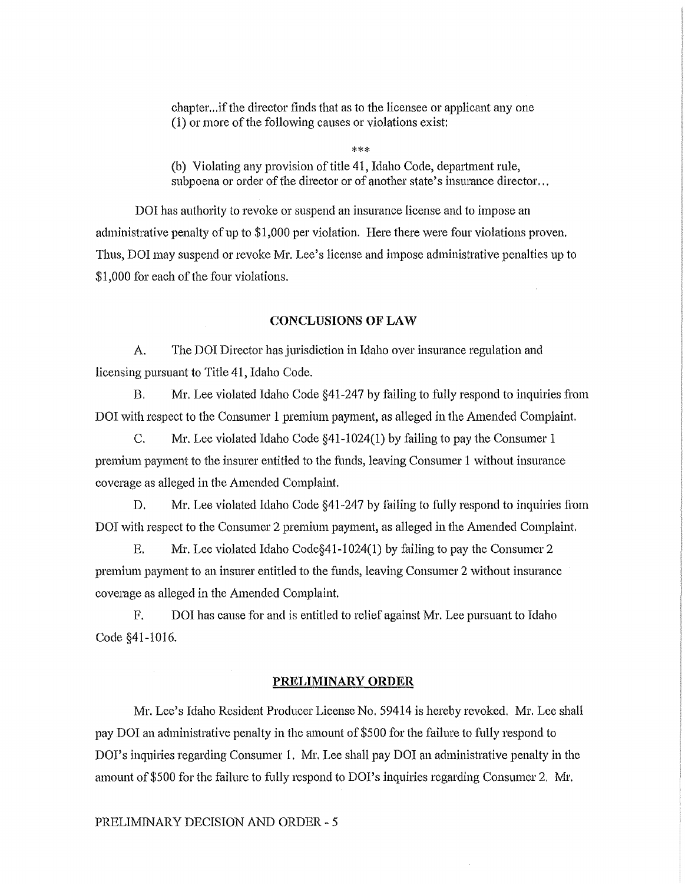> chapter...if the director finds that as to the licensee or applicant any one (1) or more of the following causes or violations exist:
>
> ***
>
> (b) Violating any provision of title 41, Idaho Code, department rule, subpoena or order of the director or of another state's insurance director...

DOI has authority to revoke or suspend an insurance license and to impose an administrative penalty of up to $1,000 per violation. Here there were four violations proven. Thus, DOI may suspend or revoke Mr. Lee's license and impose administrative penalties up to $1,000 for each of the four violations.

## CONCLUSIONS OF LAW

A. The DOI Director has jurisdiction in Idaho over insurance regulation and licensing pursuant to Title 41, Idaho Code.

B. Mr. Lee violated Idaho Code §41-247 by failing to fully respond to inquiries from DOI with respect to the Consumer 1 premium payment, as alleged in the Amended Complaint.

C. Mr. Lee violated Idaho Code §41-1024(1) by failing to pay the Consumer 1 premium payment to the insurer entitled to the funds, leaving Consumer 1 without insurance coverage as alleged in the Amended Complaint.

D. Mr. Lee violated Idaho Code §41-247 by failing to fully respond to inquiries from DOI with respect to the Consumer 2 premium payment, as alleged in the Amended Complaint.

E. Mr. Lee violated Idaho Code§41-1024(1) by failing to pay the Consumer 2 premium payment to an insurer entitled to the funds, leaving Consumer 2 without insurance coverage as alleged in the Amended Complaint.

F. DOI has cause for and is entitled to relief against Mr. Lee pursuant to Idaho Code §41-1016.

## PRELIMINARY ORDER

Mr. Lee's Idaho Resident Producer License No. 59414 is hereby revoked. Mr. Lee shall pay DOI an administrative penalty in the amount of $500 for the failure to fully respond to DOI's inquiries regarding Consumer 1. Mr. Lee shall pay DOI an administrative penalty in the amount of $500 for the failure to fully respond to DOI's inquiries regarding Consumer 2. Mr.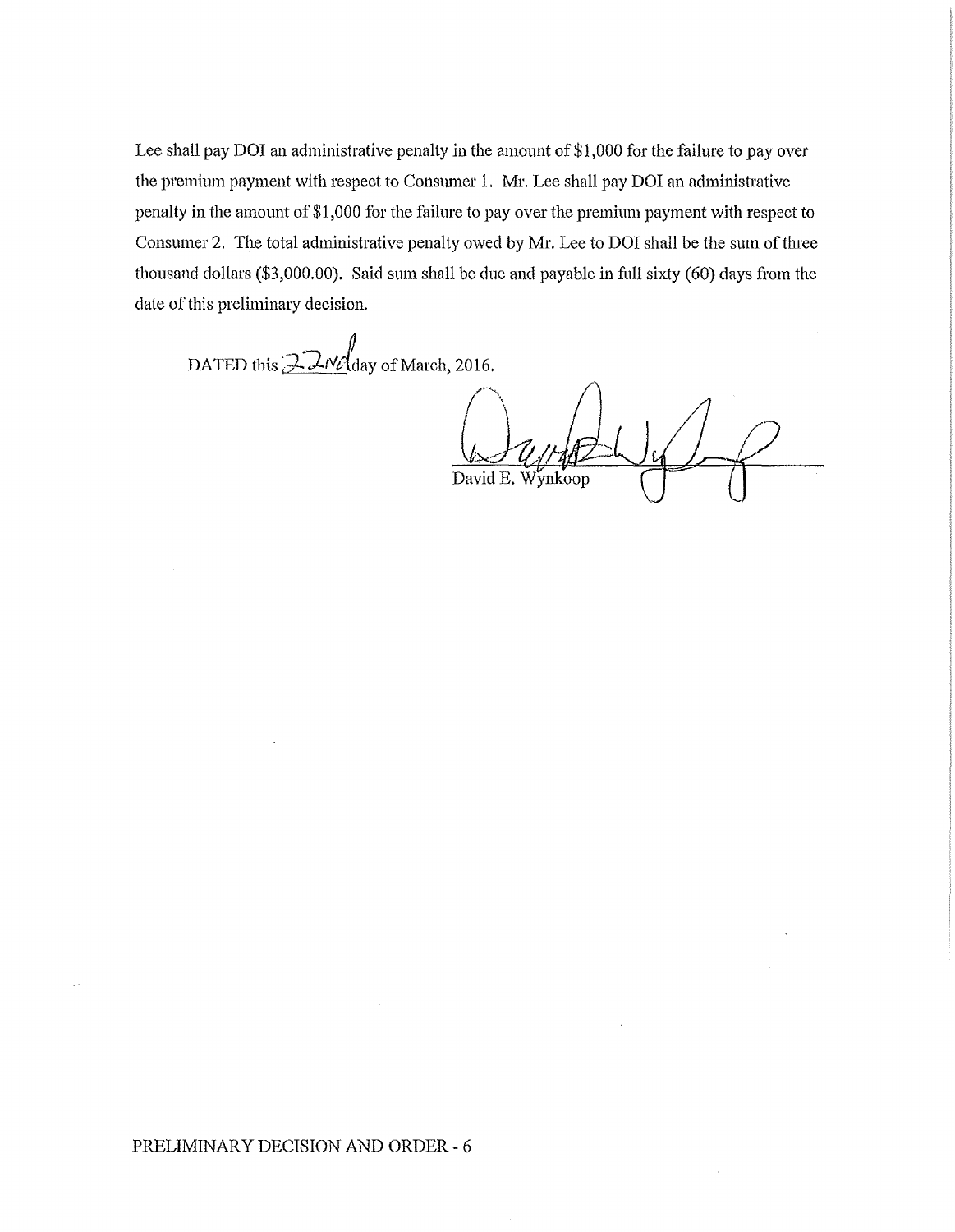Lee shall pay DOI an administrative penalty in the amount of $1,000 for the failure to pay over the premium payment with respect to Consumer 1. Mr. Lee shall pay DOI an administrative penalty in the amount of $1,000 for the failure to pay over the premium payment with respect to Consumer 2. The total administrative penalty owed by Mr. Lee to DOI shall be the sum of three thousand dollars ($3,000.00). Said sum shall be due and payable in full sixty (60) days from the date of this preliminary decision.

DATED this 22nd day of March, 2016.

David E. Wynkoop

PRELIMINARY DECISION AND ORDER - 6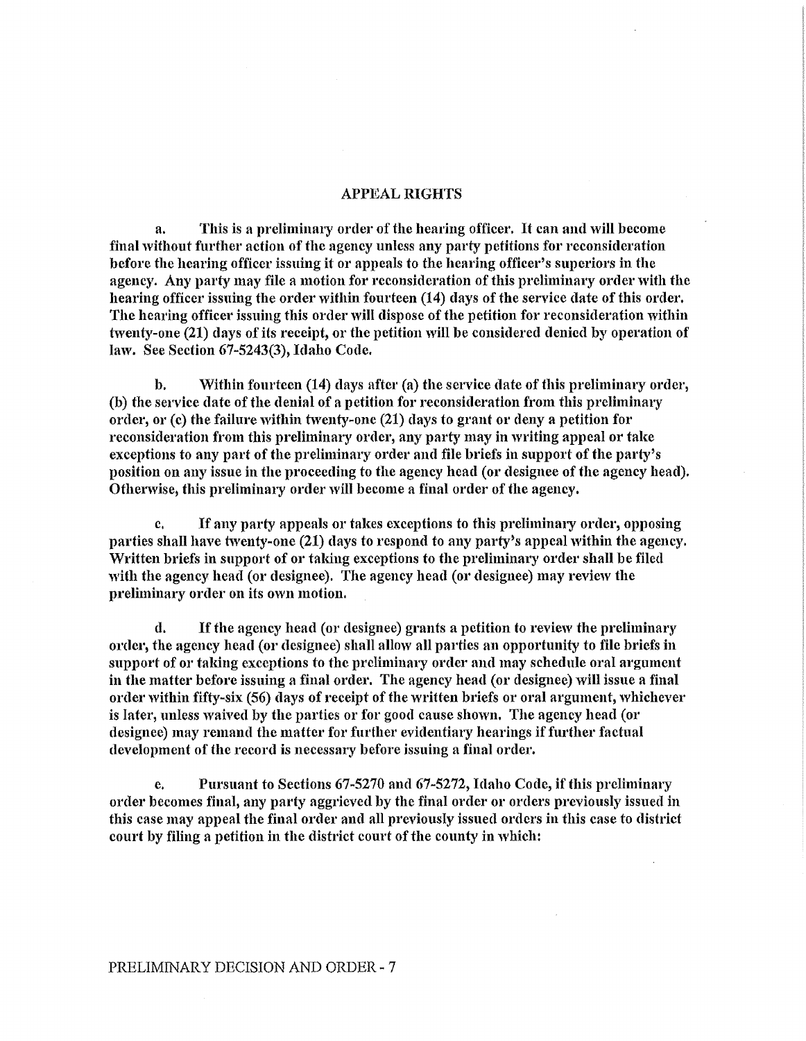## APPEAL RIGHTS

a. This is a preliminary order of the hearing officer. It can and will become final without further action of the agency unless any party petitions for reconsideration before the hearing officer issuing it or appeals to the hearing officer's superiors in the agency. Any party may file a motion for reconsideration of this preliminary order with the hearing officer issuing the order within fourteen (14) days of the service date of this order. The hearing officer issuing this order will dispose of the petition for reconsideration within twenty-one (21) days of its receipt, or the petition will be considered denied by operation of law. See Section 67-5243(3), Idaho Code.

b. Within fourteen (14) days after (a) the service date of this preliminary order, (b) the service date of the denial of a petition for reconsideration from this preliminary order, or (c) the failure within twenty-one (21) days to grant or deny a petition for reconsideration from this preliminary order, any party may in writing appeal or take exceptions to any part of the preliminary order and file briefs in support of the party's position on any issue in the proceeding to the agency head (or designee of the agency head). Otherwise, this preliminary order will become a final order of the agency.

c. If any party appeals or takes exceptions to this preliminary order, opposing parties shall have twenty-one (21) days to respond to any party's appeal within the agency. Written briefs in support of or taking exceptions to the preliminary order shall be filed with the agency head (or designee). The agency head (or designee) may review the preliminary order on its own motion.

d. If the agency head (or designee) grants a petition to review the preliminary order, the agency head (or designee) shall allow all parties an opportunity to file briefs in support of or taking exceptions to the preliminary order and may schedule oral argument in the matter before issuing a final order. The agency head (or designee) will issue a final order within fifty-six (56) days of receipt of the written briefs or oral argument, whichever is later, unless waived by the parties or for good cause shown. The agency head (or designee) may remand the matter for further evidentiary hearings if further factual development of the record is necessary before issuing a final order.

e. Pursuant to Sections 67-5270 and 67-5272, Idaho Code, if this preliminary order becomes final, any party aggrieved by the final order or orders previously issued in this case may appeal the final order and all previously issued orders in this case to district court by filing a petition in the district court of the county in which: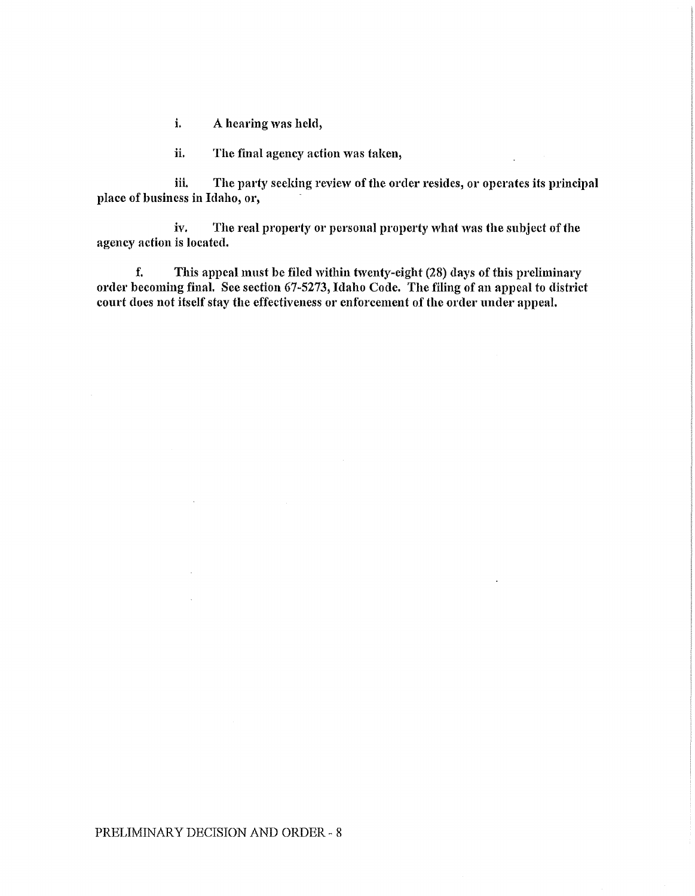**i. A hearing was held,**

**ii. The final agency action was taken,**

**iii. The party seeking review of the order resides, or operates its principal place of business in Idaho, or,**

**iv. The real property or personal property what was the subject of the agency action is located.**

**f. This appeal must be filed within twenty-eight (28) days of this preliminary order becoming final. See section 67-5273, Idaho Code. The filing of an appeal to district court does not itself stay the effectiveness or enforcement of the order under appeal.**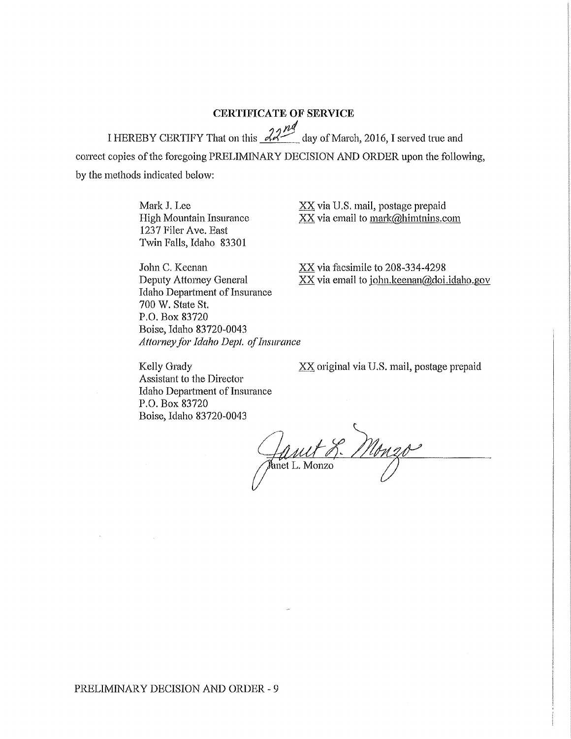## CERTIFICATE OF SERVICE

I HEREBY CERTIFY That on this 22nd day of March, 2016, I served true and correct copies of the foregoing PRELIMINARY DECISION AND ORDER upon the following, by the methods indicated below:

Mark J. Lee
High Mountain Insurance
1237 Filer Ave. East
Twin Falls, Idaho 83301

XX via U.S. mail, postage prepaid
XX via email to mark@himtnins.com

John C. Keenan
Deputy Attorney General
Idaho Department of Insurance
700 W. State St.
P.O. Box 83720
Boise, Idaho 83720-0043
*Attorney for Idaho Dept. of Insurance*

XX via facsimile to 208-334-4298
XX via email to john.keenan@doi.idaho.gov

Kelly Grady
Assistant to the Director
Idaho Department of Insurance
P.O. Box 83720
Boise, Idaho 83720-0043

XX original via U.S. mail, postage prepaid

Janet L. Monzo